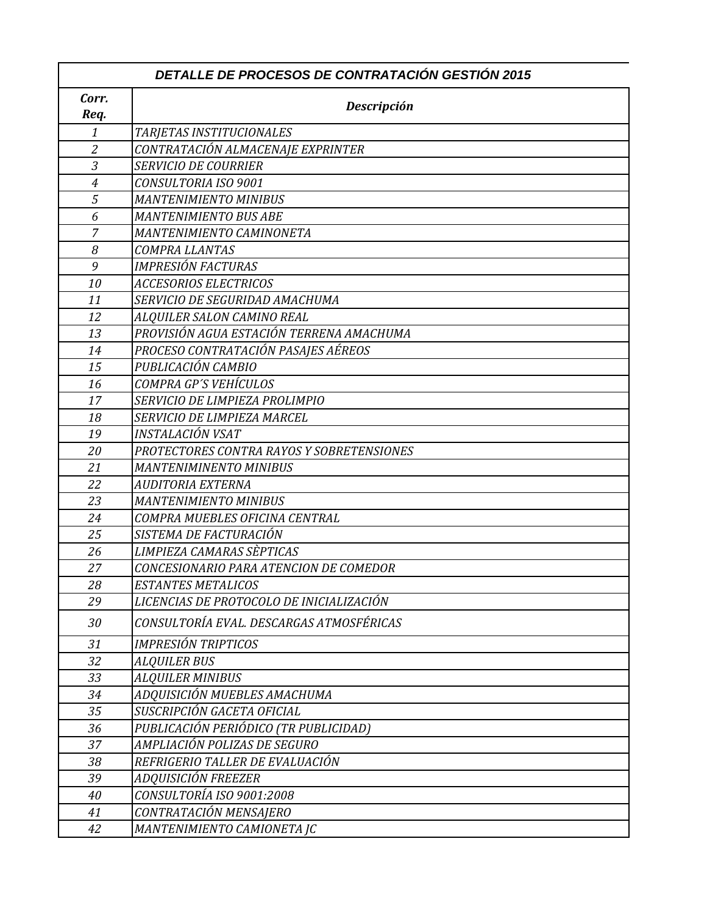| DETALLE DE PROCESOS DE CONTRATACIÓN GESTIÓN 2015 | |
|---|---|
| *Corr. Req.* | *Descripción* |
| *1* | *TARJETAS INSTITUCIONALES* |
| *2* | *CONTRATACIÓN ALMACENAJE EXPRINTER* |
| *3* | *SERVICIO DE COURRIER* |
| *4* | *CONSULTORIA ISO 9001* |
| *5* | *MANTENIMIENTO MINIBUS* |
| *6* | *MANTENIMIENTO BUS ABE* |
| *7* | *MANTENIMIENTO CAMINONETA* |
| *8* | *COMPRA LLANTAS* |
| *9* | *IMPRESIÓN FACTURAS* |
| *10* | *ACCESORIOS ELECTRICOS* |
| *11* | *SERVICIO DE SEGURIDAD AMACHUMA* |
| *12* | *ALQUILER SALON CAMINO REAL* |
| *13* | *PROVISIÓN AGUA ESTACIÓN TERRENA AMACHUMA* |
| *14* | *PROCESO CONTRATACIÓN PASAJES AÉREOS* |
| *15* | *PUBLICACIÓN CAMBIO* |
| *16* | *COMPRA GP´S VEHÍCULOS* |
| *17* | *SERVICIO DE LIMPIEZA PROLIMPIO* |
| *18* | *SERVICIO DE LIMPIEZA MARCEL* |
| *19* | *INSTALACIÓN VSAT* |
| *20* | *PROTECTORES CONTRA RAYOS Y SOBRETENSIONES* |
| *21* | *MANTENIMINENTO MINIBUS* |
| *22* | *AUDITORIA EXTERNA* |
| *23* | *MANTENIMIENTO MINIBUS* |
| *24* | *COMPRA MUEBLES OFICINA CENTRAL* |
| *25* | *SISTEMA DE FACTURACIÓN* |
| *26* | *LIMPIEZA CAMARAS SÈPTICAS* |
| *27* | *CONCESIONARIO PARA ATENCION DE COMEDOR* |
| *28* | *ESTANTES METALICOS* |
| *29* | *LICENCIAS DE PROTOCOLO DE INICIALIZACIÓN* |
| *30* | *CONSULTORÍA EVAL. DESCARGAS ATMOSFÉRICAS* |
| *31* | *IMPRESIÓN TRIPTICOS* |
| *32* | *ALQUILER BUS* |
| *33* | *ALQUILER MINIBUS* |
| *34* | *ADQUISICIÓN MUEBLES AMACHUMA* |
| *35* | *SUSCRIPCIÓN GACETA OFICIAL* |
| *36* | *PUBLICACIÓN PERIÓDICO (TR PUBLICIDAD)* |
| *37* | *AMPLIACIÓN POLIZAS DE SEGURO* |
| *38* | *REFRIGERIO TALLER DE EVALUACIÓN* |
| *39* | *ADQUISICIÓN FREEZER* |
| *40* | *CONSULTORÍA ISO 9001:2008* |
| *41* | *CONTRATACIÓN MENSAJERO* |
| *42* | *MANTENIMIENTO CAMIONETA JC* |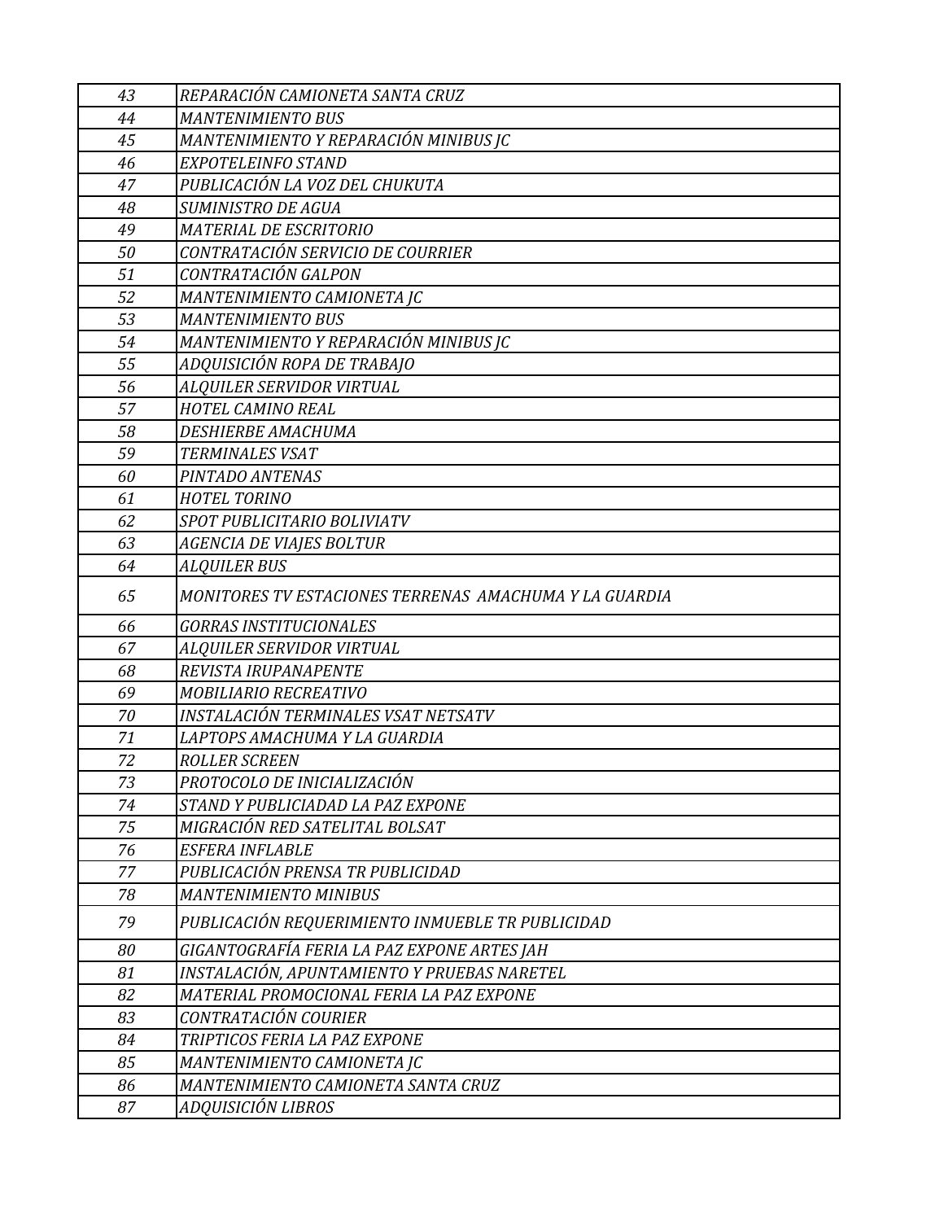| | |
|---|---|
| *43* | *REPARACIÓN CAMIONETA SANTA CRUZ* |
| *44* | *MANTENIMIENTO BUS* |
| *45* | *MANTENIMIENTO Y REPARACIÓN MINIBUS JC* |
| *46* | *EXPOTELEINFO STAND* |
| *47* | *PUBLICACIÓN LA VOZ DEL CHUKUTA* |
| *48* | *SUMINISTRO DE AGUA* |
| *49* | *MATERIAL DE ESCRITORIO* |
| *50* | *CONTRATACIÓN SERVICIO DE COURRIER* |
| *51* | *CONTRATACIÓN GALPON* |
| *52* | *MANTENIMIENTO CAMIONETA JC* |
| *53* | *MANTENIMIENTO BUS* |
| *54* | *MANTENIMIENTO Y REPARACIÓN MINIBUS JC* |
| *55* | *ADQUISICIÓN ROPA DE TRABAJO* |
| *56* | *ALQUILER SERVIDOR VIRTUAL* |
| *57* | *HOTEL CAMINO REAL* |
| *58* | *DESHIERBE AMACHUMA* |
| *59* | *TERMINALES VSAT* |
| *60* | *PINTADO ANTENAS* |
| *61* | *HOTEL TORINO* |
| *62* | *SPOT PUBLICITARIO BOLIVIATV* |
| *63* | *AGENCIA DE VIAJES BOLTUR* |
| *64* | *ALQUILER BUS* |
| *65* | *MONITORES TV ESTACIONES TERRENAS AMACHUMA Y LA GUARDIA* |
| *66* | *GORRAS INSTITUCIONALES* |
| *67* | *ALQUILER SERVIDOR VIRTUAL* |
| *68* | *REVISTA IRUPANAPENTE* |
| *69* | *MOBILIARIO RECREATIVO* |
| *70* | *INSTALACIÓN TERMINALES VSAT NETSATV* |
| *71* | *LAPTOPS AMACHUMA Y LA GUARDIA* |
| *72* | *ROLLER SCREEN* |
| *73* | *PROTOCOLO DE INICIALIZACIÓN* |
| *74* | *STAND Y PUBLICIADAD LA PAZ EXPONE* |
| *75* | *MIGRACIÓN RED SATELITAL BOLSAT* |
| *76* | *ESFERA INFLABLE* |
| *77* | *PUBLICACIÓN PRENSA TR PUBLICIDAD* |
| *78* | *MANTENIMIENTO MINIBUS* |
| *79* | *PUBLICACIÓN REQUERIMIENTO INMUEBLE TR PUBLICIDAD* |
| *80* | *GIGANTOGRAFÍA FERIA LA PAZ EXPONE ARTES JAH* |
| *81* | *INSTALACIÓN, APUNTAMIENTO Y PRUEBAS NARETEL* |
| *82* | *MATERIAL PROMOCIONAL FERIA LA PAZ EXPONE* |
| *83* | *CONTRATACIÓN COURIER* |
| *84* | *TRIPTICOS FERIA LA PAZ EXPONE* |
| *85* | *MANTENIMIENTO CAMIONETA JC* |
| *86* | *MANTENIMIENTO CAMIONETA SANTA CRUZ* |
| *87* | *ADQUISICIÓN LIBROS* |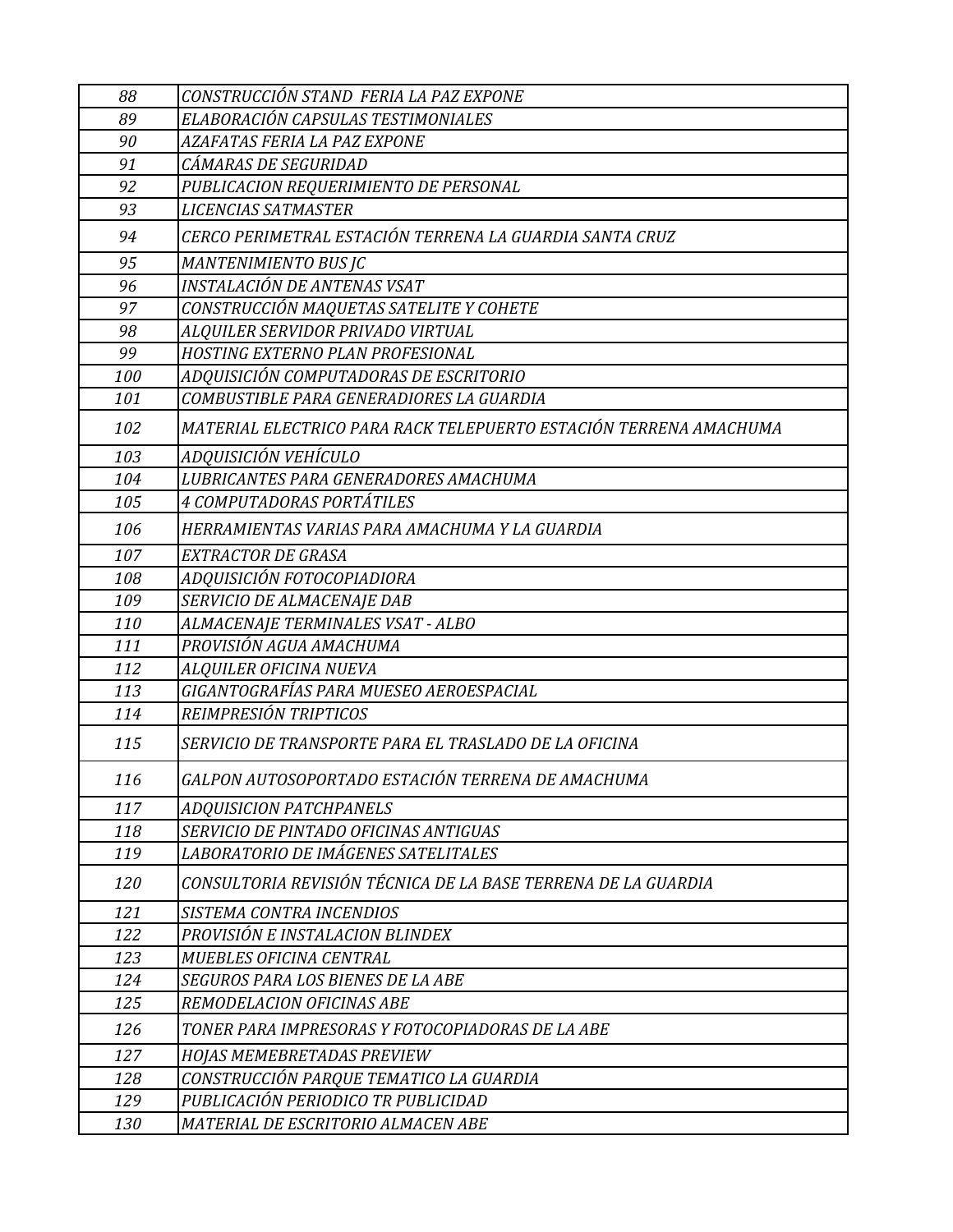| | |
|---|---|
| *88* | *CONSTRUCCIÓN STAND FERIA LA PAZ EXPONE* |
| *89* | *ELABORACIÓN CAPSULAS TESTIMONIALES* |
| *90* | *AZAFATAS FERIA LA PAZ EXPONE* |
| *91* | *CÁMARAS DE SEGURIDAD* |
| *92* | *PUBLICACION REQUERIMIENTO DE PERSONAL* |
| *93* | *LICENCIAS SATMASTER* |
| *94* | *CERCO PERIMETRAL ESTACIÓN TERRENA LA GUARDIA SANTA CRUZ* |
| *95* | *MANTENIMIENTO BUS JC* |
| *96* | *INSTALACIÓN DE ANTENAS VSAT* |
| *97* | *CONSTRUCCIÓN MAQUETAS SATELITE Y COHETE* |
| *98* | *ALQUILER SERVIDOR PRIVADO VIRTUAL* |
| *99* | *HOSTING EXTERNO PLAN PROFESIONAL* |
| *100* | *ADQUISICIÓN COMPUTADORAS DE ESCRITORIO* |
| *101* | *COMBUSTIBLE PARA GENERADIORES LA GUARDIA* |
| *102* | *MATERIAL ELECTRICO PARA RACK TELEPUERTO ESTACIÓN TERRENA AMACHUMA* |
| *103* | *ADQUISICIÓN VEHÍCULO* |
| *104* | *LUBRICANTES PARA GENERADORES AMACHUMA* |
| *105* | *4 COMPUTADORAS PORTÁTILES* |
| *106* | *HERRAMIENTAS VARIAS PARA AMACHUMA Y LA GUARDIA* |
| *107* | *EXTRACTOR DE GRASA* |
| *108* | *ADQUISICIÓN FOTOCOPIADIORA* |
| *109* | *SERVICIO DE ALMACENAJE DAB* |
| *110* | *ALMACENAJE TERMINALES VSAT - ALBO* |
| *111* | *PROVISIÓN AGUA AMACHUMA* |
| *112* | *ALQUILER OFICINA NUEVA* |
| *113* | *GIGANTOGRAFÍAS PARA MUESEO AEROESPACIAL* |
| *114* | *REIMPRESIÓN TRIPTICOS* |
| *115* | *SERVICIO DE TRANSPORTE PARA EL TRASLADO DE LA OFICINA* |
| *116* | *GALPON AUTOSOPORTADO ESTACIÓN TERRENA DE AMACHUMA* |
| *117* | *ADQUISICION PATCHPANELS* |
| *118* | *SERVICIO DE PINTADO OFICINAS ANTIGUAS* |
| *119* | *LABORATORIO DE IMÁGENES SATELITALES* |
| *120* | *CONSULTORIA REVISIÓN TÉCNICA DE LA BASE TERRENA DE LA GUARDIA* |
| *121* | *SISTEMA CONTRA INCENDIOS* |
| *122* | *PROVISIÓN E INSTALACION BLINDEX* |
| *123* | *MUEBLES OFICINA CENTRAL* |
| *124* | *SEGUROS PARA LOS BIENES DE LA ABE* |
| *125* | *REMODELACION OFICINAS ABE* |
| *126* | *TONER PARA IMPRESORAS Y FOTOCOPIADORAS DE LA ABE* |
| *127* | *HOJAS MEMEBRETADAS PREVIEW* |
| *128* | *CONSTRUCCIÓN PARQUE TEMATICO LA GUARDIA* |
| *129* | *PUBLICACIÓN PERIODICO TR PUBLICIDAD* |
| *130* | *MATERIAL DE ESCRITORIO ALMACEN ABE* |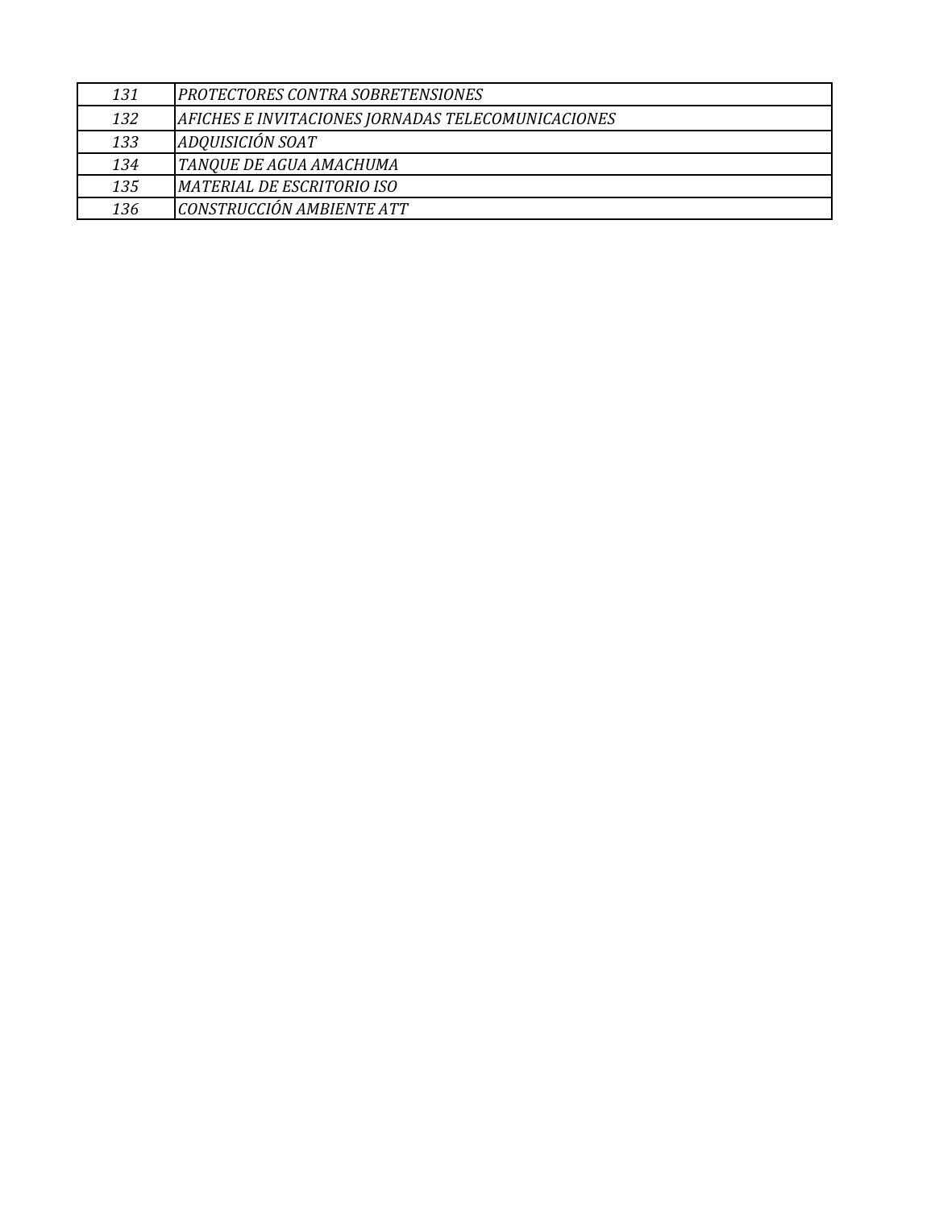| | |
|---|---|
| *131* | *PROTECTORES CONTRA SOBRETENSIONES* |
| *132* | *AFICHES E INVITACIONES JORNADAS TELECOMUNICACIONES* |
| *133* | *ADQUISICIÓN SOAT* |
| *134* | *TANQUE DE AGUA AMACHUMA* |
| *135* | *MATERIAL DE ESCRITORIO ISO* |
| *136* | *CONSTRUCCIÓN AMBIENTE ATT* |